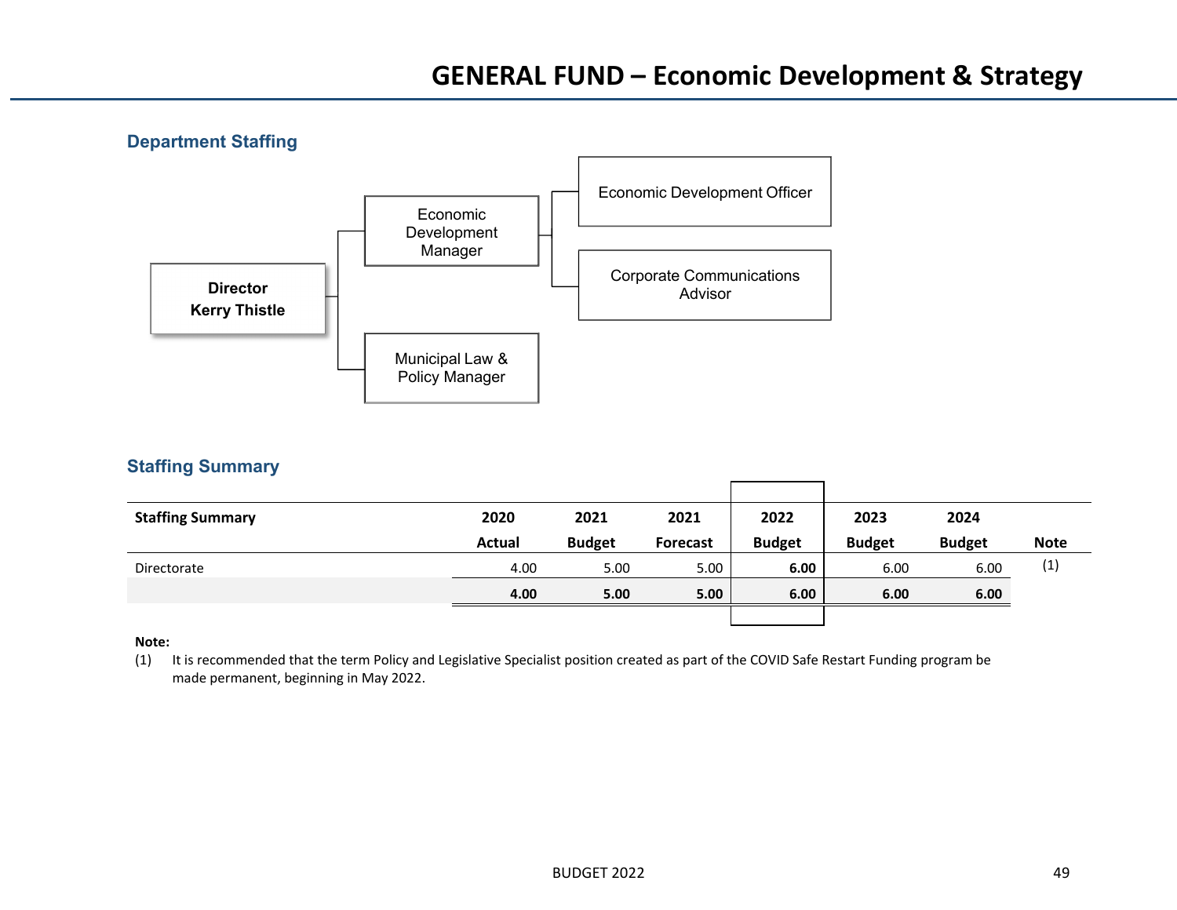# GENERAL FUND – Economic Development & Strategy

## Department Staffing

- **Director Kerry Thistle**
  - Economic Development Manager
    - Economic Development Officer
    - Corporate Communications Advisor
  - Municipal Law & Policy Manager

## Staffing Summary

| Staffing Summary | 2020 Actual | 2021 Budget | 2021 Forecast | 2022 Budget | 2023 Budget | 2024 Budget | Note |
|---|---|---|---|---|---|---|---|
| Directorate | 4.00 | 5.00 | 5.00 | **6.00** | 6.00 | 6.00 | (1) |
| | **4.00** | **5.00** | **5.00** | **6.00** | **6.00** | **6.00** | |

**Note:**

(1) It is recommended that the term Policy and Legislative Specialist position created as part of the COVID Safe Restart Funding program be made permanent, beginning in May 2022.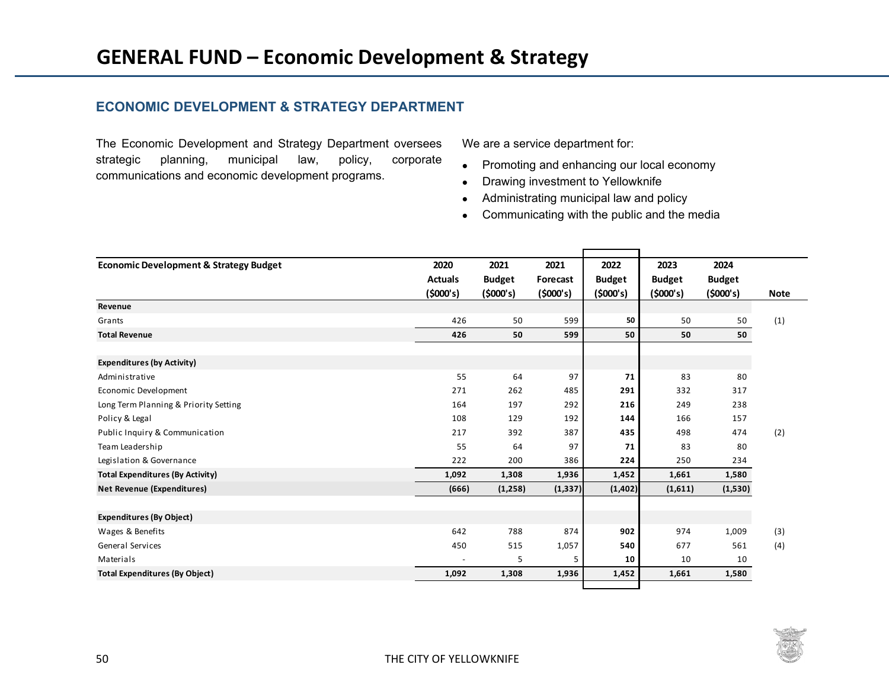# GENERAL FUND – Economic Development & Strategy

## ECONOMIC DEVELOPMENT & STRATEGY DEPARTMENT

The Economic Development and Strategy Department oversees strategic planning, municipal law, policy, corporate communications and economic development programs.

We are a service department for:

- Promoting and enhancing our local economy
- Drawing investment to Yellowknife
- Administrating municipal law and policy
- Communicating with the public and the media

| Economic Development & Strategy Budget | 2020 Actuals ($000's) | 2021 Budget ($000's) | 2021 Forecast ($000's) | 2022 Budget ($000's) | 2023 Budget ($000's) | 2024 Budget ($000's) | Note |
|---|---|---|---|---|---|---|---|
| **Revenue** | | | | | | | |
| Grants | 426 | 50 | 599 | **50** | 50 | 50 | (1) |
| **Total Revenue** | **426** | **50** | **599** | **50** | **50** | **50** | |
| | | | | | | | |
| **Expenditures (by Activity)** | | | | | | | |
| Administrative | 55 | 64 | 97 | **71** | 83 | 80 | |
| Economic Development | 271 | 262 | 485 | **291** | 332 | 317 | |
| Long Term Planning & Priority Setting | 164 | 197 | 292 | **216** | 249 | 238 | |
| Policy & Legal | 108 | 129 | 192 | **144** | 166 | 157 | |
| Public Inquiry & Communication | 217 | 392 | 387 | **435** | 498 | 474 | (2) |
| Team Leadership | 55 | 64 | 97 | **71** | 83 | 80 | |
| Legislation & Governance | 222 | 200 | 386 | **224** | 250 | 234 | |
| **Total Expenditures (By Activity)** | **1,092** | **1,308** | **1,936** | **1,452** | **1,661** | **1,580** | |
| **Net Revenue (Expenditures)** | **(666)** | **(1,258)** | **(1,337)** | **(1,402)** | **(1,611)** | **(1,530)** | |
| | | | | | | | |
| **Expenditures (By Object)** | | | | | | | |
| Wages & Benefits | 642 | 788 | 874 | **902** | 974 | 1,009 | (3) |
| General Services | 450 | 515 | 1,057 | **540** | 677 | 561 | (4) |
| Materials | - | 5 | 5 | **10** | 10 | 10 | |
| **Total Expenditures (By Object)** | **1,092** | **1,308** | **1,936** | **1,452** | **1,661** | **1,580** | |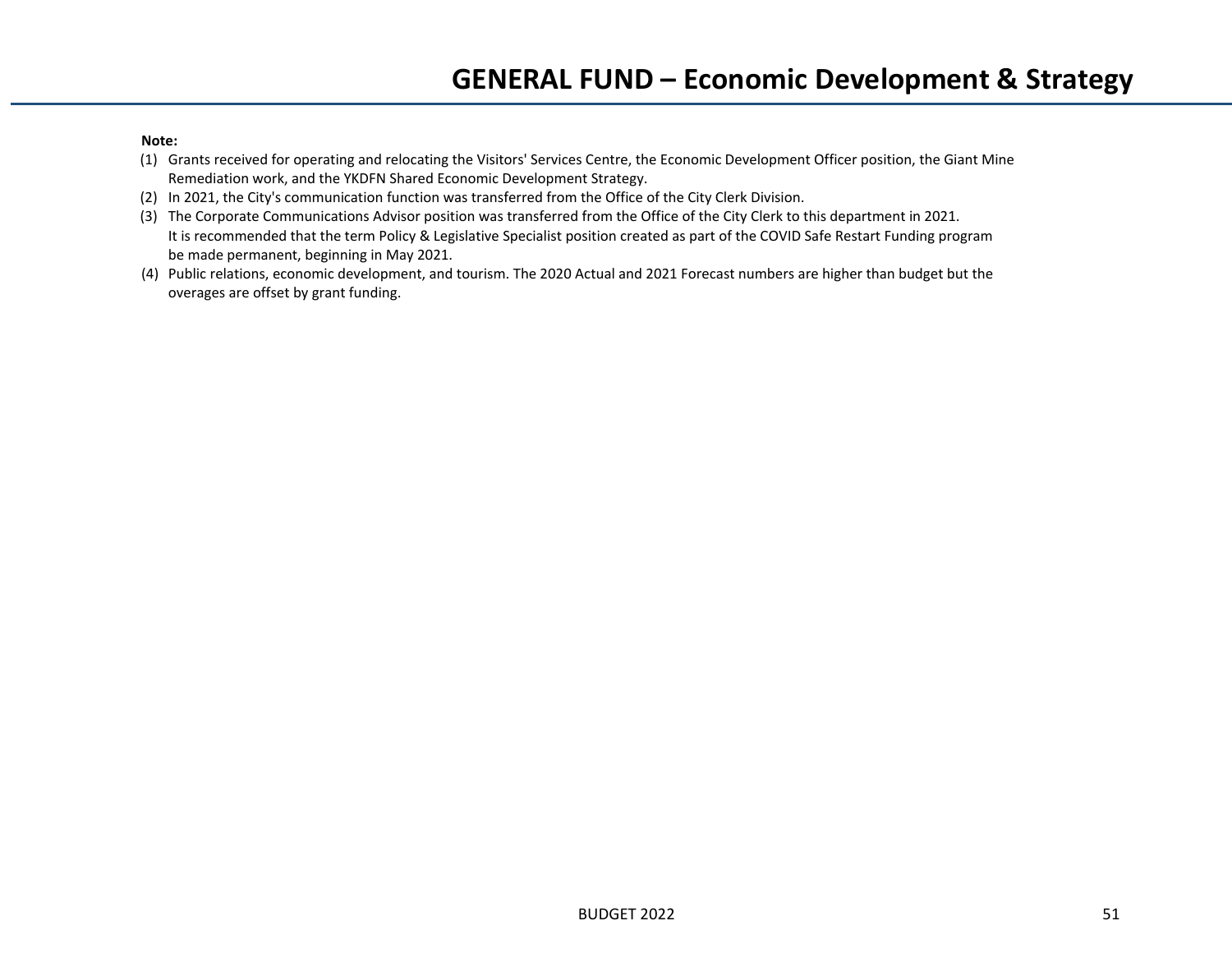# GENERAL FUND – Economic Development & Strategy

**Note:**

(1) Grants received for operating and relocating the Visitors' Services Centre, the Economic Development Officer position, the Giant Mine Remediation work, and the YKDFN Shared Economic Development Strategy.

(2) In 2021, the City's communication function was transferred from the Office of the City Clerk Division.

(3) The Corporate Communications Advisor position was transferred from the Office of the City Clerk to this department in 2021. It is recommended that the term Policy & Legislative Specialist position created as part of the COVID Safe Restart Funding program be made permanent, beginning in May 2021.

(4) Public relations, economic development, and tourism. The 2020 Actual and 2021 Forecast numbers are higher than budget but the overages are offset by grant funding.